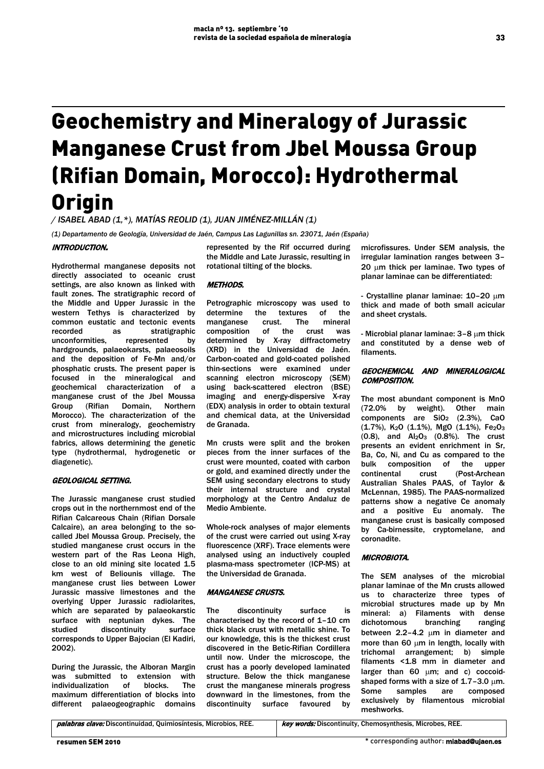# Geochemistry and Mineralogy of Jurassic Manganese Crust from Jbel Moussa Group (Rifian Domain, Morocco): Hydrothermal Origin

*/ ISABEL ABAD (1,\*), MATÍAS REOLID (1), JUAN JIMÉNEZ-MILLÁN (1)*

*(1) Departamento de Geología, Universidad de Jaén, Campus Las Lagunillas sn. 23071, Jaén (España)*

### INTRODUCTION.

Hydrothermal manganese deposits not directly associated to oceanic crust settings, are also known as linked with fault zones. The stratigraphic record of the Middle and Upper Jurassic in the western Tethys is characterized by common eustatic and tectonic events recorded as stratigraphic unconformities, represented by hardgrounds, palaeokarsts, palaeosoils and the deposition of Fe-Mn and/or phosphatic crusts. The present paper is focused in the mineralogical and geochemical characterization of a manganese crust of the Jbel Moussa Group (Rifian Domain, Northern Morocco). The characterization of the crust from mineralogy, geochemistry and microstructures including microbial fabrics, allows determining the genetic type (hydrothermal, hydrogenetic or diagenetic).

### GEOLOGICAL SETTING.

The Jurassic manganese crust studied crops out in the northernmost end of the Rifian Calcareous Chain (Rifian Dorsale Calcaire), an area belonging to the so-called Jbel Moussa Group. Precisely, the studied manganese crust occurs in the western part of the Ras Leona High, close to an old mining site located 1.5 km west of Beliounis village. The manganese crust lies between Lower Jurassic massive limestones and the overlying Upper Jurassic radiolarites, which are separated by palaeokarstic surface with neptunian dykes. The studied discontinuity surface corresponds to Upper Bajocian (El Kadiri, 2002).

During the Jurassic, the Alboran Margin was submitted to extension with individualization of blocks. The maximum differentiation of blocks into different palaeogeographic domains represented by the Rif occurred during the Middle and Late Jurassic, resulting in rotational tilting of the blocks.

### METHODS.

Petrographic microscopy was used to determine the textures of the manganese crust. The mineral composition of the crust was determined by X-ray diffractometry (XRD) in the Universidad de Jaén. Carbon-coated and gold-coated polished thin-sections were examined under scanning electron microscopy (SEM) using back-scattered electron (BSE) imaging and energy-dispersive X-ray (EDX) analysis in order to obtain textural and chemical data, at the Universidad de Granada.

Mn crusts were split and the broken pieces from the inner surfaces of the crust were mounted, coated with carbon or gold, and examined directly under the SEM using secondary electrons to study their internal structure and crystal morphology at the Centro Andaluz de Medio Ambiente.

Whole-rock analyses of major elements of the crust were carried out using X-ray fluorescence (XRF). Trace elements were analysed using an inductively coupled plasma-mass spectrometer (ICP-MS) at the Universidad de Granada.

### MANGANESE CRUSTS.

The discontinuity surface is characterised by the record of 1–10 cm thick black crust with metallic shine. To our knowledge, this is the thickest crust discovered in the Betic-Rifian Cordillera until now. Under the microscope, the crust has a poorly developed laminated structure. Below the thick manganese crust the manganese minerals progress downward in the limestones, from the discontinuity surface favoured by microfissures. Under SEM analysis, the irregular lamination ranges between 3–20 μm thick per laminae. Two types of planar laminae can be differentiated:

- Crystalline planar laminae: 10–20 μm thick and made of both small acicular and sheet crystals.

- Microbial planar laminae: 3–8 μm thick and constituted by a dense web of filaments.

### GEOCHEMICAL AND MINERALOGICAL COMPOSITION.

The most abundant component is MnO (72.0% by weight). Other main components are $SiO_2$ (2.3%), CaO (1.7%), $K_2O$ (1.1%), MgO (1.1%), $Fe_2O_3$ (0.8), and $Al_2O_3$ (0.8%). The crust presents an evident enrichment in Sr, Ba, Co, Ni, and Cu as compared to the bulk composition of the upper continental crust (Post-Archean Australian Shales PAAS, of Taylor & McLennan, 1985). The PAAS-normalized patterns show a negative Ce anomaly and a positive Eu anomaly. The manganese crust is basically composed by Ca-birnessite, cryptomelane, and coronadite.

### MICROBIOTA.

The SEM analyses of the microbial planar laminae of the Mn crusts allowed us to characterize three types of microbial structures made up by Mn mineral: a) Filaments with dense dichotomous branching ranging between 2.2–4.2 μm in diameter and more than 60 μm in length, locally with trichomal arrangement; b) simple filaments <1.8 mm in diameter and larger than 60 μm; and c) coccoid-shaped forms with a size of 1.7–3.0 μm. Some samples are composed exclusively by filamentous microbial meshworks.

*palabras clave:* Discontinuidad, Quimiosíntesis, Microbios, REE.

*key words:* Discontinuity, Chemosynthesis, Microbes, REE.

\* corresponding author: miabad@ujaen.es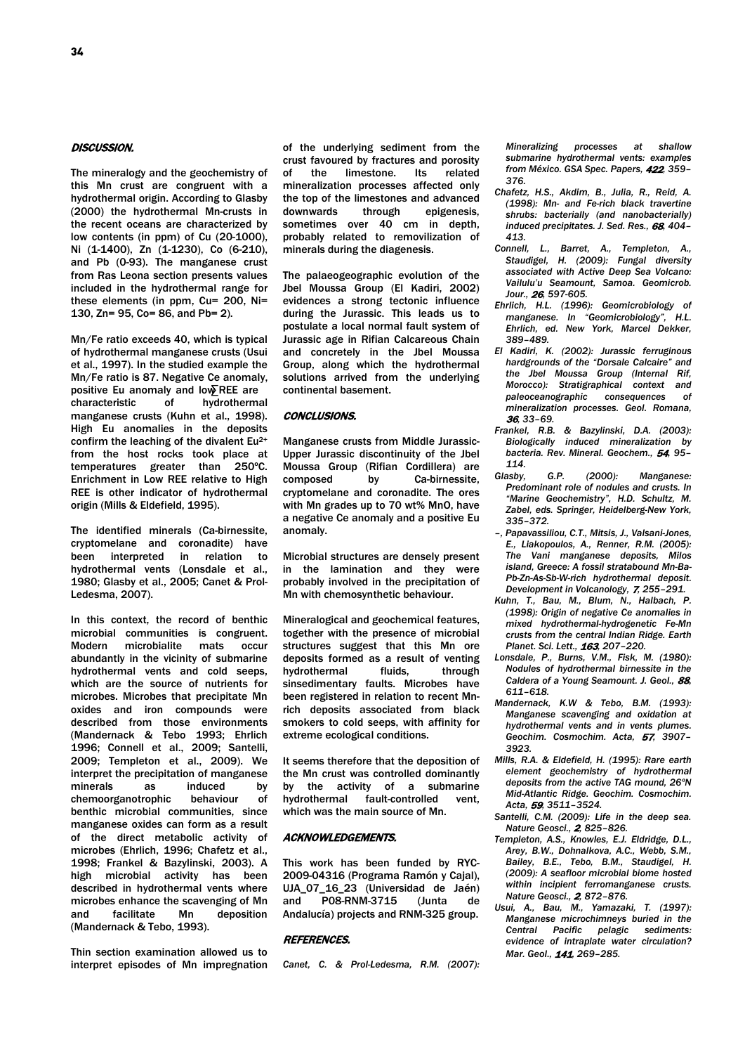## DISCUSSION.

The mineralogy and the geochemistry of this Mn crust are congruent with a hydrothermal origin. According to Glasby (2000) the hydrothermal Mn-crusts in the recent oceans are characterized by low contents (in ppm) of Cu (20-1000), Ni (1-1400), Zn (1-1230), Co (6-210), and Pb (0-93). The manganese crust from Ras Leona section presents values included in the hydrothermal range for these elements (in ppm, Cu= 200, Ni= 130, Zn= 95, Co= 86, and Pb= 2).

Mn/Fe ratio exceeds 40, which is typical of hydrothermal manganese crusts (Usui et al., 1997). In the studied example the Mn/Fe ratio is 87. Negative Ce anomaly, positive Eu anomaly and low ∑REE are characteristic of hydrothermal manganese crusts (Kuhn et al., 1998). High Eu anomalies in the deposits confirm the leaching of the divalent $Eu^{2+}$ from the host rocks took place at temperatures greater than 250ºC. Enrichment in Low REE relative to High REE is other indicator of hydrothermal origin (Mills & Eldefield, 1995).

The identified minerals (Ca-birnessite, cryptomelane and coronadite) have been interpreted in relation to hydrothermal vents (Lonsdale et al., 1980; Glasby et al., 2005; Canet & Prol-Ledesma, 2007).

In this context, the record of benthic microbial communities is congruent. Modern microbialite mats occur abundantly in the vicinity of submarine hydrothermal vents and cold seeps, which are the source of nutrients for microbes. Microbes that precipitate Mn oxides and iron compounds were described from those environments (Mandernack & Tebo 1993; Ehrlich 1996; Connell et al., 2009; Santelli, 2009; Templeton et al., 2009). We interpret the precipitation of manganese minerals as induced by chemoorganotrophic behaviour of benthic microbial communities, since manganese oxides can form as a result of the direct metabolic activity of microbes (Ehrlich, 1996; Chafetz et al., 1998; Frankel & Bazylinski, 2003). A high microbial activity has been described in hydrothermal vents where microbes enhance the scavenging of Mn and facilitate Mn deposition (Mandernack & Tebo, 1993).

Thin section examination allowed us to interpret episodes of Mn impregnation of the underlying sediment from the crust favoured by fractures and porosity of the limestone. Its related mineralization processes affected only the top of the limestones and advanced downwards through epigenesis, sometimes over 40 cm in depth, probably related to removilization of minerals during the diagenesis.

The palaeogeographic evolution of the Jbel Moussa Group (El Kadiri, 2002) evidences a strong tectonic influence during the Jurassic. This leads us to postulate a local normal fault system of Jurassic age in Rifian Calcareous Chain and concretely in the Jbel Moussa Group, along which the hydrothermal solutions arrived from the underlying continental basement.

## CONCLUSIONS.

Manganese crusts from Middle Jurassic-Upper Jurassic discontinuity of the Jbel Moussa Group (Rifian Cordillera) are composed by Ca-birnessite, cryptomelane and coronadite. The ores with Mn grades up to 70 wt% MnO, have a negative Ce anomaly and a positive Eu anomaly.

Microbial structures are densely present in the lamination and they were probably involved in the precipitation of Mn with chemosynthetic behaviour.

Mineralogical and geochemical features, together with the presence of microbial structures suggest that this Mn ore deposits formed as a result of venting hydrothermal fluids, through sinsedimentary faults. Microbes have been registered in relation to recent Mn-rich deposits associated from black smokers to cold seeps, with affinity for extreme ecological conditions.

It seems therefore that the deposition of the Mn crust was controlled dominantly by the activity of a submarine hydrothermal fault-controlled vent, which was the main source of Mn.

## ACKNOWLEDGEMENTS.

This work has been funded by RYC-2009-04316 (Programa Ramón y Cajal), UJA_07_16_23 (Universidad de Jaén) and P08-RNM-3715 (Junta de Andalucía) projects and RNM-325 group.

## REFERENCES.

*Canet, C. & Prol-Ledesma, R.M. (2007): Mineralizing processes at shallow submarine hydrothermal vents: examples from México. GSA Spec. Papers, **422**, 359–376.*

*Chafetz, H.S., Akdim, B., Julia, R., Reid, A. (1998): Mn- and Fe-rich black travertine shrubs: bacterially (and nanobacterially) induced precipitates. J. Sed. Res., **68**, 404–413.*

*Connell, L., Barret, A., Templeton, A., Staudigel, H. (2009): Fungal diversity associated with Active Deep Sea Volcano: Vailulu'u Seamount, Samoa. Geomicrob. Jour., **26**, 597-605.*

*Ehrlich, H.L. (1996): Geomicrobiology of manganese. In "Geomicrobiology", H.L. Ehrlich, ed. New York, Marcel Dekker, 389–489.*

*El Kadiri, K. (2002): Jurassic ferruginous hardgrounds of the "Dorsale Calcaire" and the Jbel Moussa Group (Internal Rif, Morocco): Stratigraphical context and paleoceanographic consequences of mineralization processes. Geol. Romana, **36**, 33–69.*

*Frankel, R.B. & Bazylinski, D.A. (2003): Biologically induced mineralization by bacteria. Rev. Mineral. Geochem., **54**, 95–114.*

*Glasby, G.P. (2000): Manganese: Predominant role of nodules and crusts. In "Marine Geochemistry", H.D. Schultz, M. Zabel, eds. Springer, Heidelberg-New York, 335–372.*

*–, Papavassiliou, C.T., Mitsis, J., Valsani-Jones, E., Liakopoulos, A., Renner, R.M. (2005): The Vani manganese deposits, Milos island, Greece: A fossil stratabound Mn-Ba-Pb-Zn-As-Sb-W-rich hydrothermal deposit. Development in Volcanology, **7**, 255–291.*

*Kuhn, T., Bau, M., Blum, N., Halbach, P. (1998): Origin of negative Ce anomalies in mixed hydrothermal-hydrogenetic Fe-Mn crusts from the central Indian Ridge. Earth Planet. Sci. Lett., **163**, 207–220.*

*Lonsdale, P., Burns, V.M., Fisk, M. (1980): Nodules of hydrothermal birnessite in the Caldera of a Young Seamount. J. Geol., **88**, 611–618.*

*Mandernack, K.W & Tebo, B.M. (1993): Manganese scavenging and oxidation at hydrothermal vents and in vents plumes. Geochim. Cosmochim. Acta, **57**, 3907–3923.*

*Mills, R.A. & Eldefield, H. (1995): Rare earth element geochemistry of hydrothermal deposits from the active TAG mound, 26ºN Mid-Atlantic Ridge. Geochim. Cosmochim. Acta, **59**, 3511–3524.*

*Santelli, C.M. (2009): Life in the deep sea. Nature Geosci., **2**, 825–826.*

*Templeton, A.S., Knowles, E.J. Eldridge, D.L., Arey, B.W., Dohnalkova, A.C., Webb, S.M., Bailey, B.E., Tebo, B.M., Staudigel, H. (2009): A seafloor microbial biome hosted within incipient ferromanganese crusts. Nature Geosci., **2**, 872–876.*

*Usui, A., Bau, M., Yamazaki, T. (1997): Manganese microchimneys buried in the Central Pacific pelagic sediments: evidence of intraplate water circulation? Mar. Geol., **141**, 269–285.*